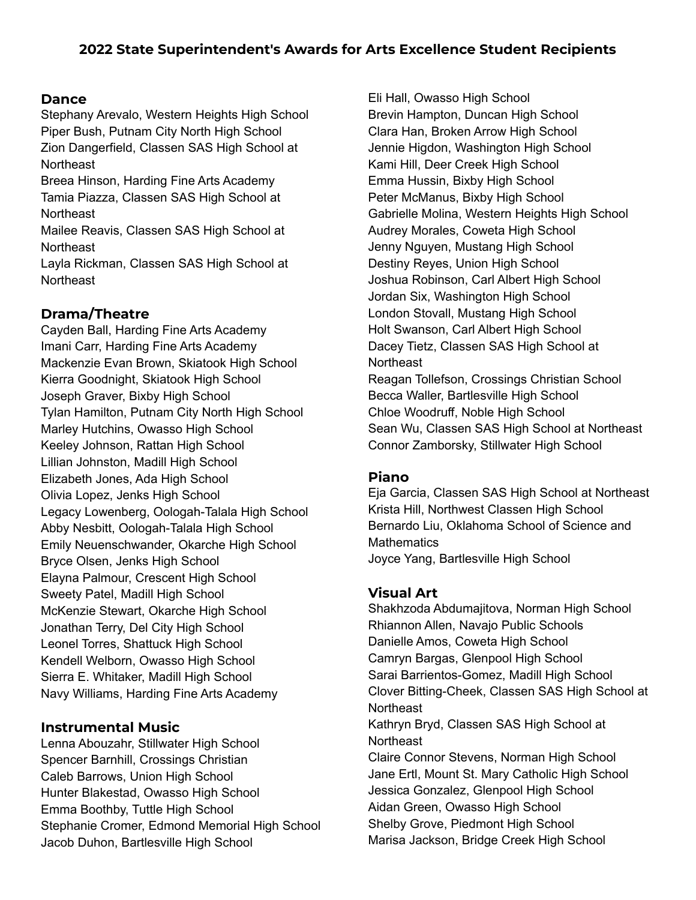# 2022 State Superintendent's Awards for Arts Excellence Student Recipients

## Dance

Stephany Arevalo, Western Heights High School
Piper Bush, Putnam City North High School
Zion Dangerfield, Classen SAS High School at Northeast
Breea Hinson, Harding Fine Arts Academy
Tamia Piazza, Classen SAS High School at Northeast
Mailee Reavis, Classen SAS High School at Northeast
Layla Rickman, Classen SAS High School at Northeast

## Drama/Theatre

Cayden Ball, Harding Fine Arts Academy
Imani Carr, Harding Fine Arts Academy
Mackenzie Evan Brown, Skiatook High School
Kierra Goodnight, Skiatook High School
Joseph Graver, Bixby High School
Tylan Hamilton, Putnam City North High School
Marley Hutchins, Owasso High School
Keeley Johnson, Rattan High School
Lillian Johnston, Madill High School
Elizabeth Jones, Ada High School
Olivia Lopez, Jenks High School
Legacy Lowenberg, Oologah-Talala High School
Abby Nesbitt, Oologah-Talala High School
Emily Neuenschwander, Okarche High School
Bryce Olsen, Jenks High School
Elayna Palmour, Crescent High School
Sweety Patel, Madill High School
McKenzie Stewart, Okarche High School
Jonathan Terry, Del City High School
Leonel Torres, Shattuck High School
Kendell Welborn, Owasso High School
Sierra E. Whitaker, Madill High School
Navy Williams, Harding Fine Arts Academy

## Instrumental Music

Lenna Abouzahr, Stillwater High School
Spencer Barnhill, Crossings Christian
Caleb Barrows, Union High School
Hunter Blakestad, Owasso High School
Emma Boothby, Tuttle High School
Stephanie Cromer, Edmond Memorial High School
Jacob Duhon, Bartlesville High School
Eli Hall, Owasso High School
Brevin Hampton, Duncan High School
Clara Han, Broken Arrow High School
Jennie Higdon, Washington High School
Kami Hill, Deer Creek High School
Emma Hussin, Bixby High School
Peter McManus, Bixby High School
Gabrielle Molina, Western Heights High School
Audrey Morales, Coweta High School
Jenny Nguyen, Mustang High School
Destiny Reyes, Union High School
Joshua Robinson, Carl Albert High School
Jordan Six, Washington High School
London Stovall, Mustang High School
Holt Swanson, Carl Albert High School
Dacey Tietz, Classen SAS High School at Northeast
Reagan Tollefson, Crossings Christian School
Becca Waller, Bartlesville High School
Chloe Woodruff, Noble High School
Sean Wu, Classen SAS High School at Northeast
Connor Zamborsky, Stillwater High School

## Piano

Eja Garcia, Classen SAS High School at Northeast
Krista Hill, Northwest Classen High School
Bernardo Liu, Oklahoma School of Science and Mathematics
Joyce Yang, Bartlesville High School

## Visual Art

Shakhzoda Abdumajitova, Norman High School
Rhiannon Allen, Navajo Public Schools
Danielle Amos, Coweta High School
Camryn Bargas, Glenpool High School
Sarai Barrientos-Gomez, Madill High School
Clover Bitting-Cheek, Classen SAS High School at Northeast
Kathryn Bryd, Classen SAS High School at Northeast
Claire Connor Stevens, Norman High School
Jane Ertl, Mount St. Mary Catholic High School
Jessica Gonzalez, Glenpool High School
Aidan Green, Owasso High School
Shelby Grove, Piedmont High School
Marisa Jackson, Bridge Creek High School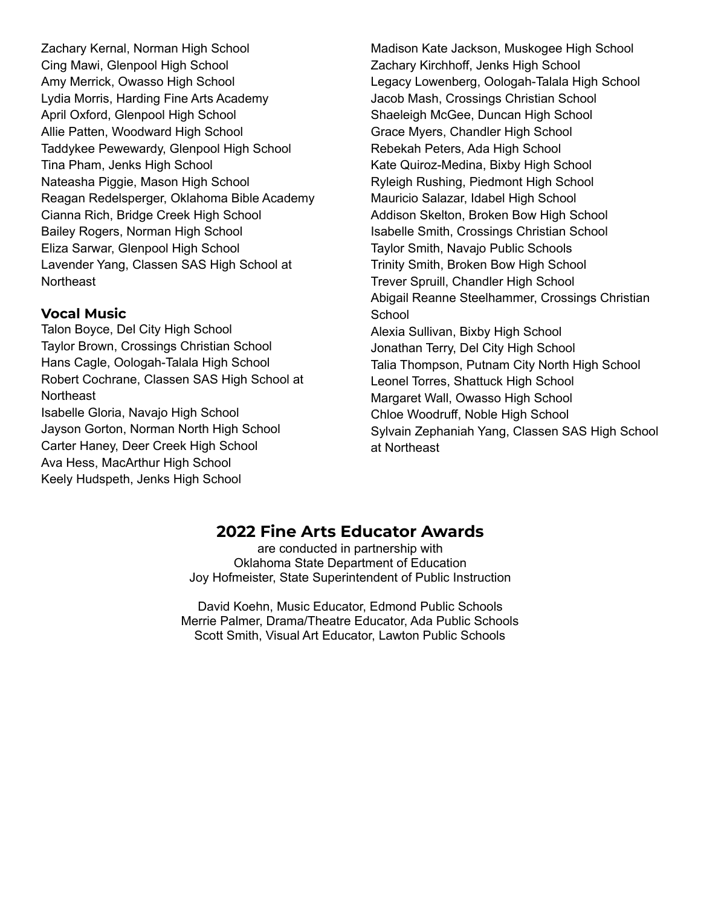Zachary Kernal, Norman High School
Cing Mawi, Glenpool High School
Amy Merrick, Owasso High School
Lydia Morris, Harding Fine Arts Academy
April Oxford, Glenpool High School
Allie Patten, Woodward High School
Taddykee Pewewardy, Glenpool High School
Tina Pham, Jenks High School
Nateasha Piggie, Mason High School
Reagan Redelsperger, Oklahoma Bible Academy
Cianna Rich, Bridge Creek High School
Bailey Rogers, Norman High School
Eliza Sarwar, Glenpool High School
Lavender Yang, Classen SAS High School at Northeast

### Vocal Music

Talon Boyce, Del City High School
Taylor Brown, Crossings Christian School
Hans Cagle, Oologah-Talala High School
Robert Cochrane, Classen SAS High School at Northeast
Isabelle Gloria, Navajo High School
Jayson Gorton, Norman North High School
Carter Haney, Deer Creek High School
Ava Hess, MacArthur High School
Keely Hudspeth, Jenks High School
Madison Kate Jackson, Muskogee High School
Zachary Kirchhoff, Jenks High School
Legacy Lowenberg, Oologah-Talala High School
Jacob Mash, Crossings Christian School
Shaeleigh McGee, Duncan High School
Grace Myers, Chandler High School
Rebekah Peters, Ada High School
Kate Quiroz-Medina, Bixby High School
Ryleigh Rushing, Piedmont High School
Mauricio Salazar, Idabel High School
Addison Skelton, Broken Bow High School
Isabelle Smith, Crossings Christian School
Taylor Smith, Navajo Public Schools
Trinity Smith, Broken Bow High School
Trever Spruill, Chandler High School
Abigail Reanne Steelhammer, Crossings Christian School
Alexia Sullivan, Bixby High School
Jonathan Terry, Del City High School
Talia Thompson, Putnam City North High School
Leonel Torres, Shattuck High School
Margaret Wall, Owasso High School
Chloe Woodruff, Noble High School
Sylvain Zephaniah Yang, Classen SAS High School at Northeast

## 2022 Fine Arts Educator Awards

are conducted in partnership with
Oklahoma State Department of Education
Joy Hofmeister, State Superintendent of Public Instruction

David Koehn, Music Educator, Edmond Public Schools
Merrie Palmer, Drama/Theatre Educator, Ada Public Schools
Scott Smith, Visual Art Educator, Lawton Public Schools